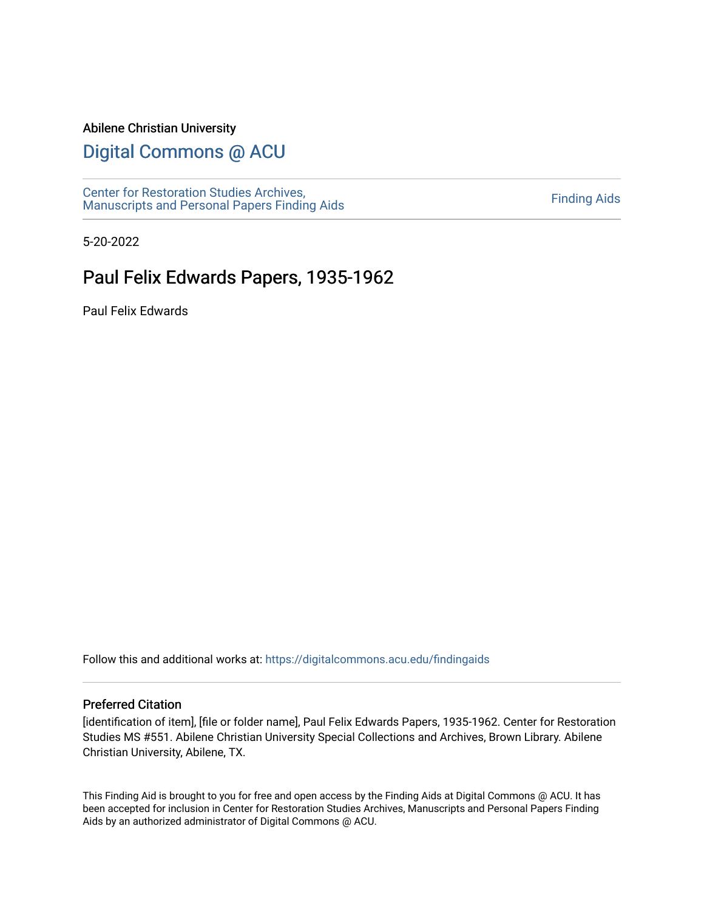Abilene Christian University

## Digital Commons @ ACU

Center for Restoration Studies Archives, Manuscripts and Personal Papers Finding Aids

Finding Aids

5-20-2022

# Paul Felix Edwards Papers, 1935-1962

Paul Felix Edwards

Follow this and additional works at: https://digitalcommons.acu.edu/findingaids

### Preferred Citation

[identification of item], [file or folder name], Paul Felix Edwards Papers, 1935-1962. Center for Restoration Studies MS #551. Abilene Christian University Special Collections and Archives, Brown Library. Abilene Christian University, Abilene, TX.

This Finding Aid is brought to you for free and open access by the Finding Aids at Digital Commons @ ACU. It has been accepted for inclusion in Center for Restoration Studies Archives, Manuscripts and Personal Papers Finding Aids by an authorized administrator of Digital Commons @ ACU.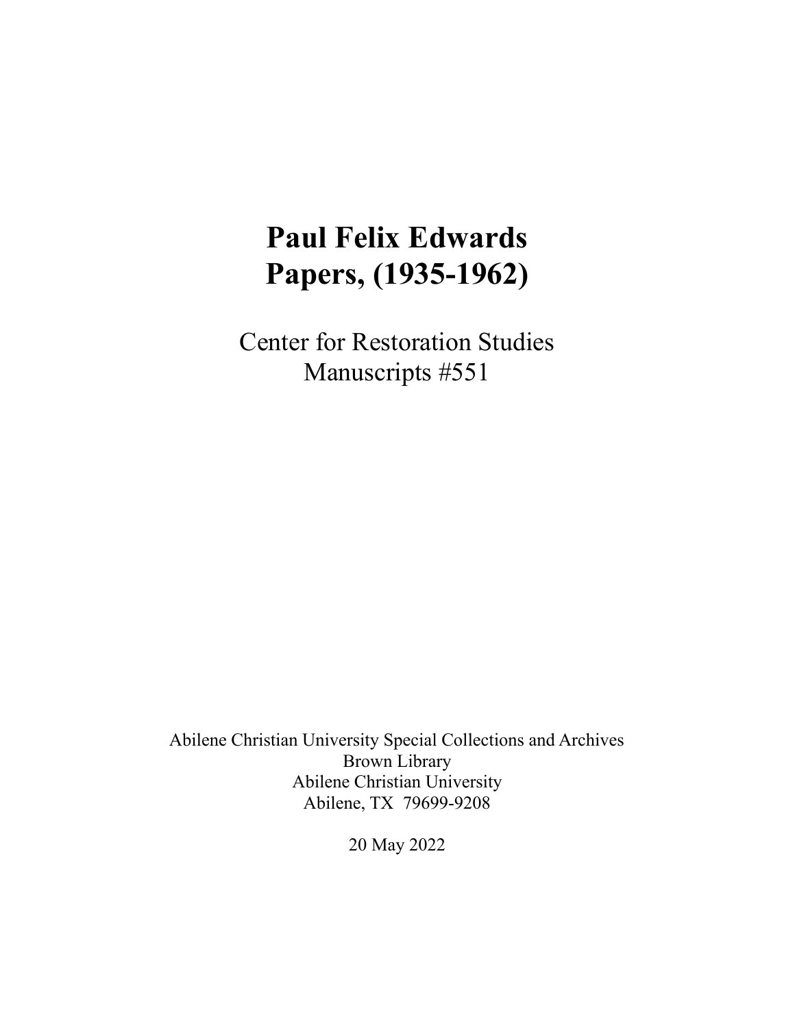# Paul Felix Edwards
# Papers, (1935-1962)

Center for Restoration Studies
Manuscripts #551

Abilene Christian University Special Collections and Archives
Brown Library
Abilene Christian University
Abilene, TX 79699-9208

20 May 2022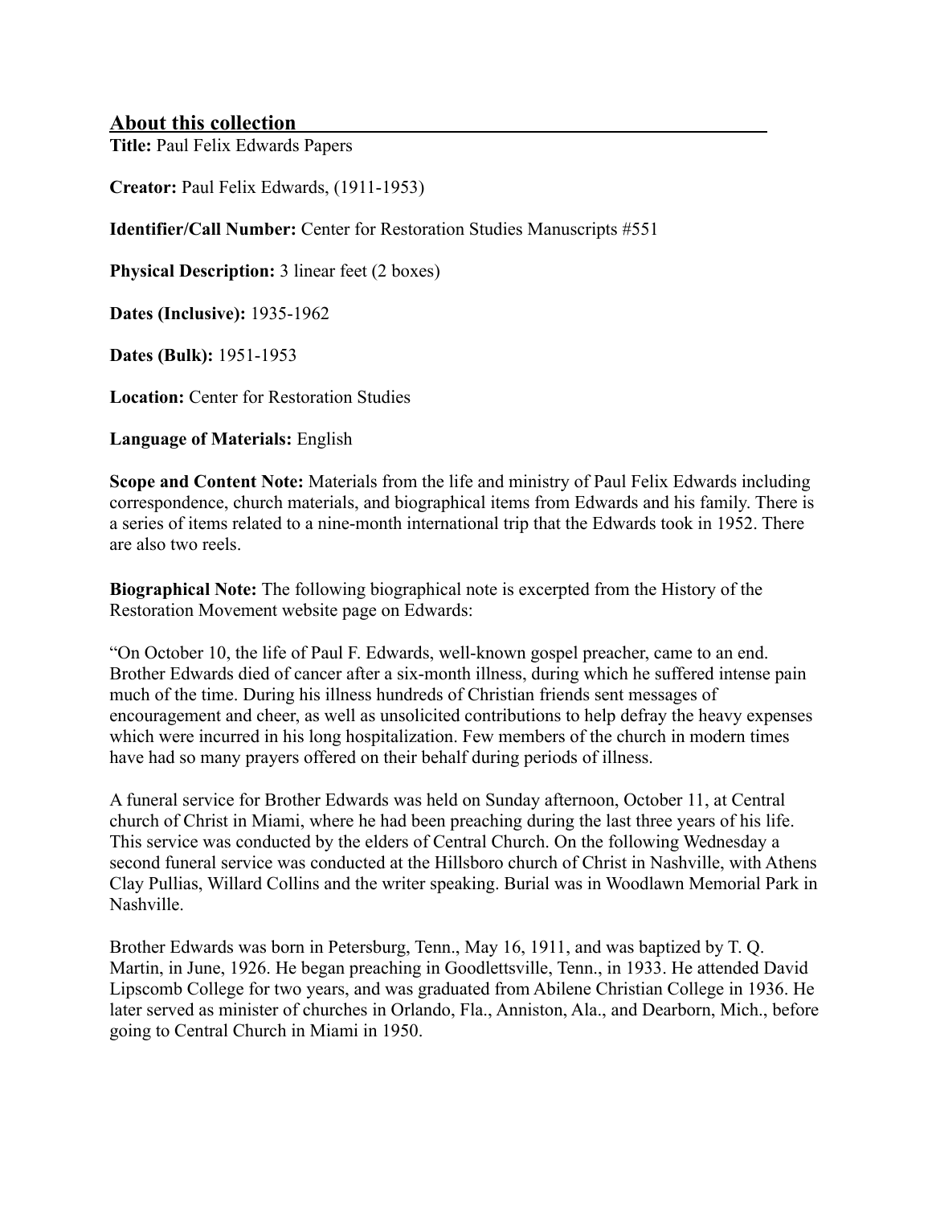## About this collection

**Title:** Paul Felix Edwards Papers

**Creator:** Paul Felix Edwards, (1911-1953)

**Identifier/Call Number:** Center for Restoration Studies Manuscripts #551

**Physical Description:** 3 linear feet (2 boxes)

**Dates (Inclusive):** 1935-1962

**Dates (Bulk):** 1951-1953

**Location:** Center for Restoration Studies

**Language of Materials:** English

**Scope and Content Note:** Materials from the life and ministry of Paul Felix Edwards including correspondence, church materials, and biographical items from Edwards and his family. There is a series of items related to a nine-month international trip that the Edwards took in 1952. There are also two reels.

**Biographical Note:** The following biographical note is excerpted from the History of the Restoration Movement website page on Edwards:

"On October 10, the life of Paul F. Edwards, well-known gospel preacher, came to an end. Brother Edwards died of cancer after a six-month illness, during which he suffered intense pain much of the time. During his illness hundreds of Christian friends sent messages of encouragement and cheer, as well as unsolicited contributions to help defray the heavy expenses which were incurred in his long hospitalization. Few members of the church in modern times have had so many prayers offered on their behalf during periods of illness.

A funeral service for Brother Edwards was held on Sunday afternoon, October 11, at Central church of Christ in Miami, where he had been preaching during the last three years of his life. This service was conducted by the elders of Central Church. On the following Wednesday a second funeral service was conducted at the Hillsboro church of Christ in Nashville, with Athens Clay Pullias, Willard Collins and the writer speaking. Burial was in Woodlawn Memorial Park in Nashville.

Brother Edwards was born in Petersburg, Tenn., May 16, 1911, and was baptized by T. Q. Martin, in June, 1926. He began preaching in Goodlettsville, Tenn., in 1933. He attended David Lipscomb College for two years, and was graduated from Abilene Christian College in 1936. He later served as minister of churches in Orlando, Fla., Anniston, Ala., and Dearborn, Mich., before going to Central Church in Miami in 1950.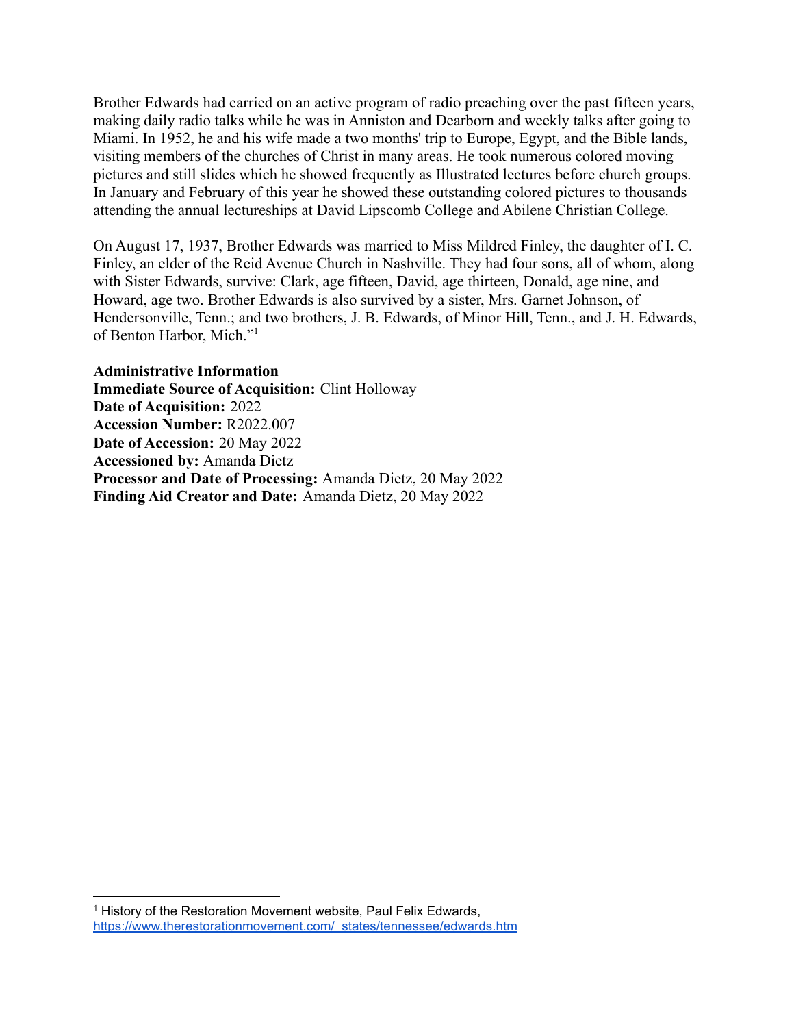Brother Edwards had carried on an active program of radio preaching over the past fifteen years, making daily radio talks while he was in Anniston and Dearborn and weekly talks after going to Miami. In 1952, he and his wife made a two months' trip to Europe, Egypt, and the Bible lands, visiting members of the churches of Christ in many areas. He took numerous colored moving pictures and still slides which he showed frequently as Illustrated lectures before church groups. In January and February of this year he showed these outstanding colored pictures to thousands attending the annual lectureships at David Lipscomb College and Abilene Christian College.

On August 17, 1937, Brother Edwards was married to Miss Mildred Finley, the daughter of I. C. Finley, an elder of the Reid Avenue Church in Nashville. They had four sons, all of whom, along with Sister Edwards, survive: Clark, age fifteen, David, age thirteen, Donald, age nine, and Howard, age two. Brother Edwards is also survived by a sister, Mrs. Garnet Johnson, of Hendersonville, Tenn.; and two brothers, J. B. Edwards, of Minor Hill, Tenn., and J. H. Edwards, of Benton Harbor, Mich."[1]

**Administrative Information**
**Immediate Source of Acquisition:** Clint Holloway
**Date of Acquisition:** 2022
**Accession Number:** R2022.007
**Date of Accession:** 20 May 2022
**Accessioned by:** Amanda Dietz
**Processor and Date of Processing:** Amanda Dietz, 20 May 2022
**Finding Aid Creator and Date:** Amanda Dietz, 20 May 2022

---

[1] History of the Restoration Movement website, Paul Felix Edwards, https://www.therestorationmovement.com/_states/tennessee/edwards.htm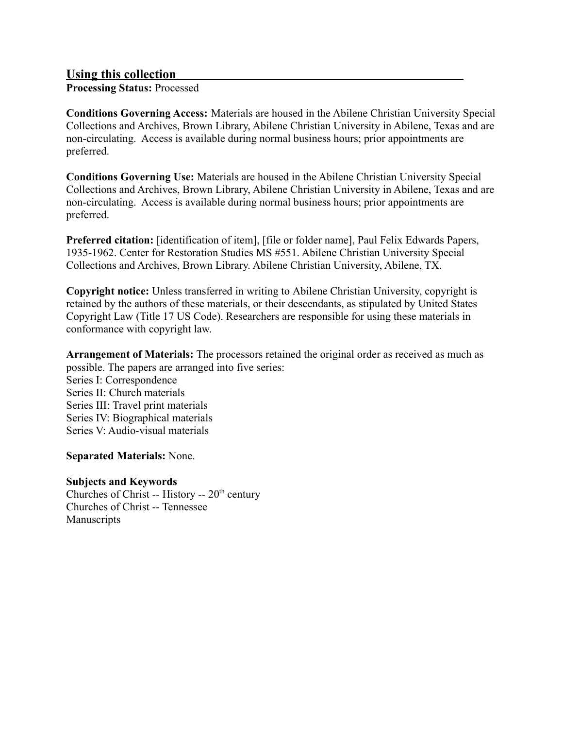## Using this collection

**Processing Status:** Processed

**Conditions Governing Access:** Materials are housed in the Abilene Christian University Special Collections and Archives, Brown Library, Abilene Christian University in Abilene, Texas and are non-circulating.  Access is available during normal business hours; prior appointments are preferred.

**Conditions Governing Use:** Materials are housed in the Abilene Christian University Special Collections and Archives, Brown Library, Abilene Christian University in Abilene, Texas and are non-circulating.  Access is available during normal business hours; prior appointments are preferred.

**Preferred citation:** [identification of item], [file or folder name], Paul Felix Edwards Papers, 1935-1962. Center for Restoration Studies MS #551. Abilene Christian University Special Collections and Archives, Brown Library. Abilene Christian University, Abilene, TX.

**Copyright notice:** Unless transferred in writing to Abilene Christian University, copyright is retained by the authors of these materials, or their descendants, as stipulated by United States Copyright Law (Title 17 US Code). Researchers are responsible for using these materials in conformance with copyright law.

**Arrangement of Materials:** The processors retained the original order as received as much as possible. The papers are arranged into five series:
Series I: Correspondence
Series II: Church materials
Series III: Travel print materials
Series IV: Biographical materials
Series V: Audio-visual materials

**Separated Materials:** None.

**Subjects and Keywords**
Churches of Christ -- History -- 20th century
Churches of Christ -- Tennessee
Manuscripts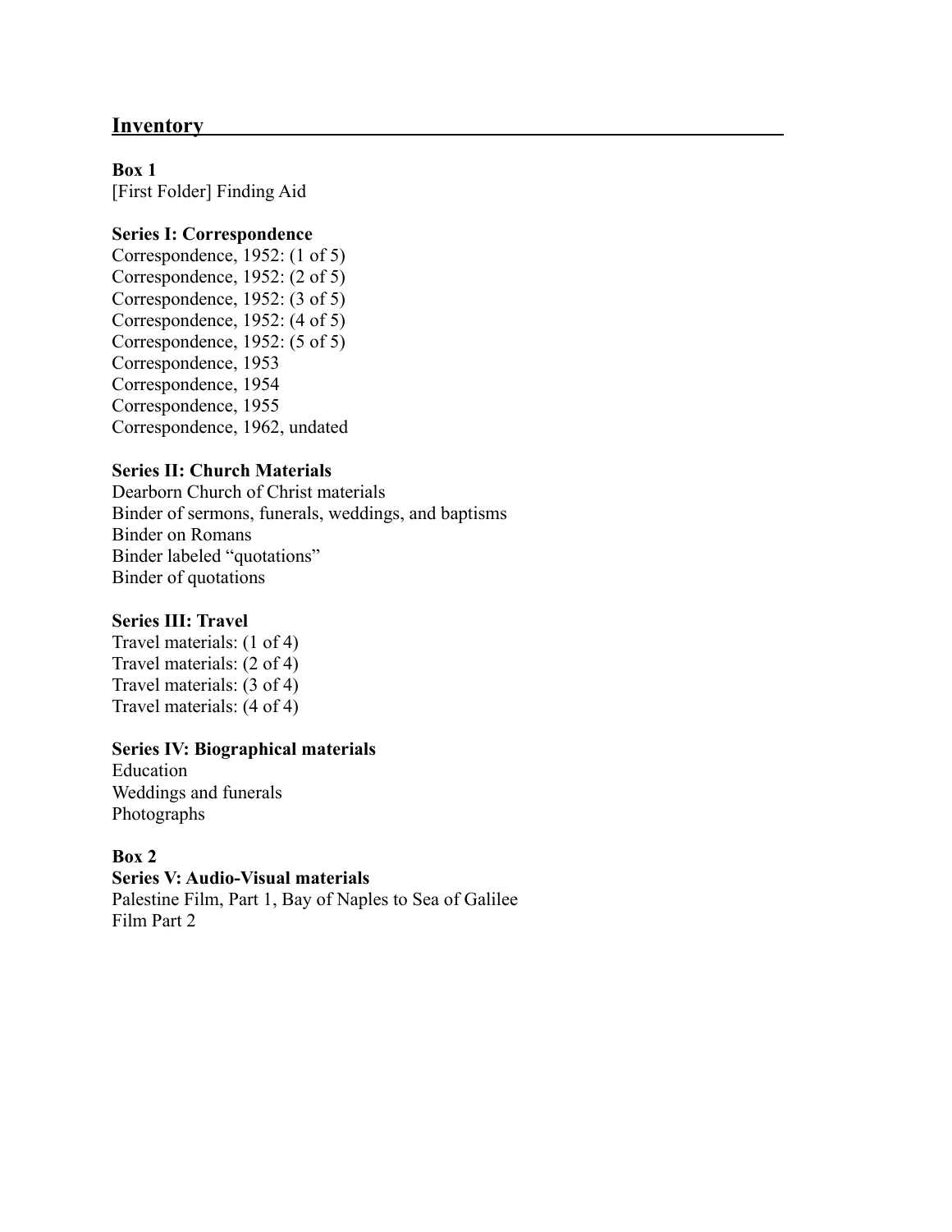## Inventory

**Box 1**
[First Folder] Finding Aid

**Series I: Correspondence**
Correspondence, 1952: (1 of 5)
Correspondence, 1952: (2 of 5)
Correspondence, 1952: (3 of 5)
Correspondence, 1952: (4 of 5)
Correspondence, 1952: (5 of 5)
Correspondence, 1953
Correspondence, 1954
Correspondence, 1955
Correspondence, 1962, undated

**Series II: Church Materials**
Dearborn Church of Christ materials
Binder of sermons, funerals, weddings, and baptisms
Binder on Romans
Binder labeled "quotations"
Binder of quotations

**Series III: Travel**
Travel materials: (1 of 4)
Travel materials: (2 of 4)
Travel materials: (3 of 4)
Travel materials: (4 of 4)

**Series IV: Biographical materials**
Education
Weddings and funerals
Photographs

**Box 2**
**Series V: Audio-Visual materials**
Palestine Film, Part 1, Bay of Naples to Sea of Galilee
Film Part 2